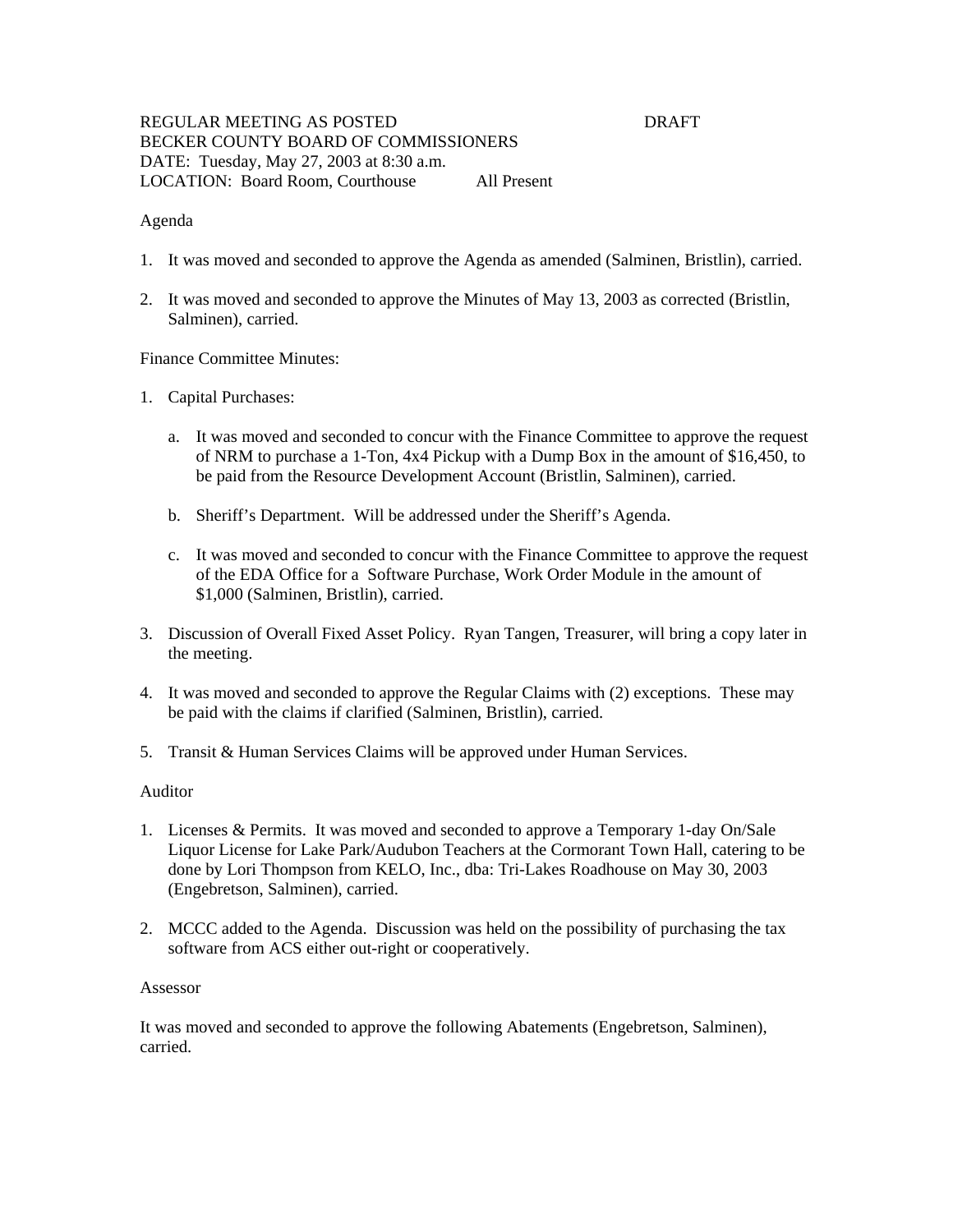REGULAR MEETING AS POSTED DRAFT
BECKER COUNTY BOARD OF COMMISSIONERS
DATE: Tuesday, May 27, 2003 at 8:30 a.m.
LOCATION: Board Room, Courthouse All Present

Agenda

1. It was moved and seconded to approve the Agenda as amended (Salminen, Bristlin), carried.

2. It was moved and seconded to approve the Minutes of May 13, 2003 as corrected (Bristlin, Salminen), carried.

Finance Committee Minutes:

1. Capital Purchases:

   a. It was moved and seconded to concur with the Finance Committee to approve the request of NRM to purchase a 1-Ton, 4x4 Pickup with a Dump Box in the amount of $16,450, to be paid from the Resource Development Account (Bristlin, Salminen), carried.

   b. Sheriff's Department. Will be addressed under the Sheriff's Agenda.

   c. It was moved and seconded to concur with the Finance Committee to approve the request of the EDA Office for a Software Purchase, Work Order Module in the amount of $1,000 (Salminen, Bristlin), carried.

3. Discussion of Overall Fixed Asset Policy. Ryan Tangen, Treasurer, will bring a copy later in the meeting.

4. It was moved and seconded to approve the Regular Claims with (2) exceptions. These may be paid with the claims if clarified (Salminen, Bristlin), carried.

5. Transit & Human Services Claims will be approved under Human Services.

Auditor

1. Licenses & Permits. It was moved and seconded to approve a Temporary 1-day On/Sale Liquor License for Lake Park/Audubon Teachers at the Cormorant Town Hall, catering to be done by Lori Thompson from KELO, Inc., dba: Tri-Lakes Roadhouse on May 30, 2003 (Engebretson, Salminen), carried.

2. MCCC added to the Agenda. Discussion was held on the possibility of purchasing the tax software from ACS either out-right or cooperatively.

Assessor

It was moved and seconded to approve the following Abatements (Engebretson, Salminen), carried.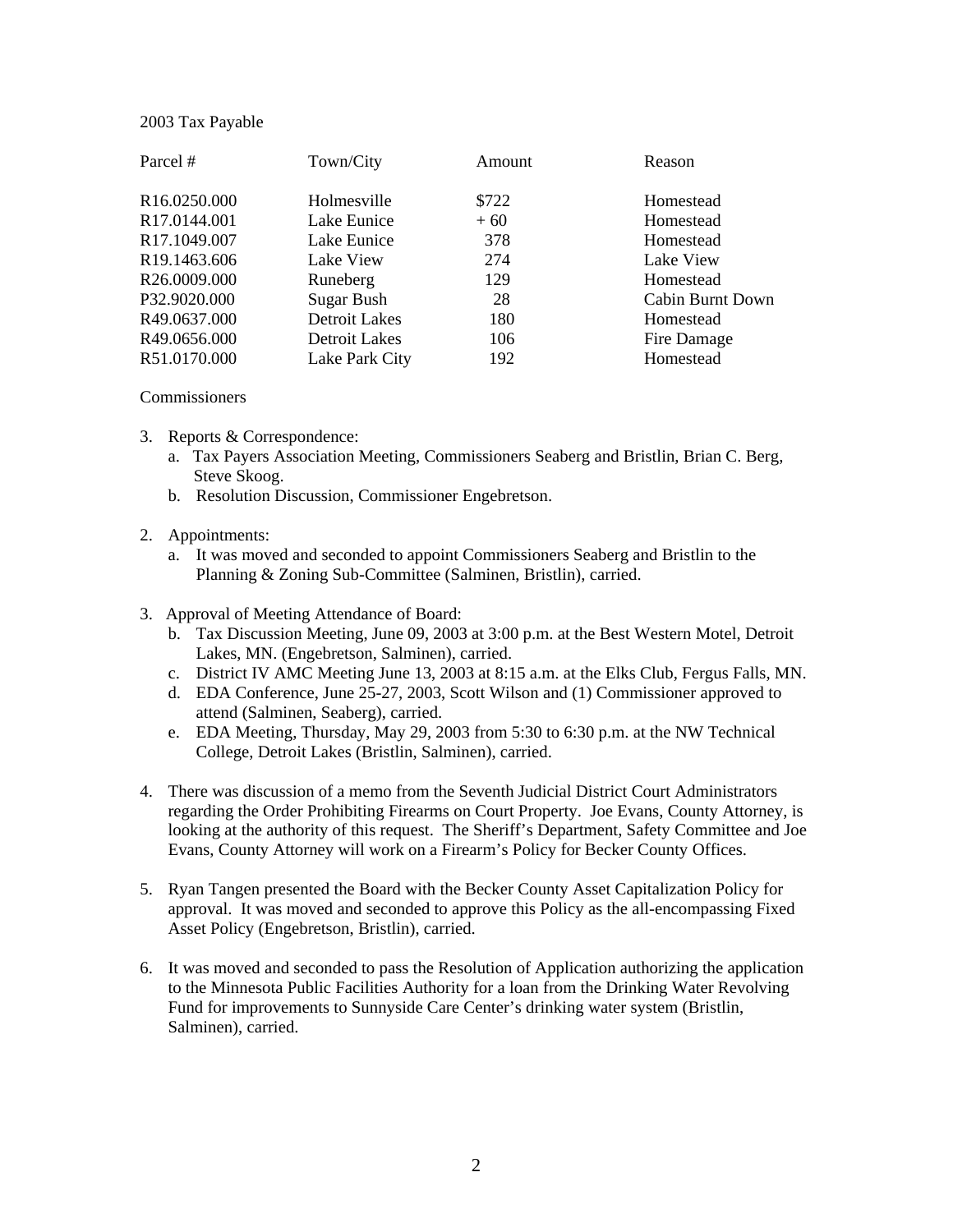2003 Tax Payable

| Parcel # | Town/City | Amount | Reason |
|---|---|---|---|
| R16.0250.000 | Holmesville | $722 | Homestead |
| R17.0144.001 | Lake Eunice | + 60 | Homestead |
| R17.1049.007 | Lake Eunice | 378 | Homestead |
| R19.1463.606 | Lake View | 274 | Lake View |
| R26.0009.000 | Runeberg | 129 | Homestead |
| P32.9020.000 | Sugar Bush | 28 | Cabin Burnt Down |
| R49.0637.000 | Detroit Lakes | 180 | Homestead |
| R49.0656.000 | Detroit Lakes | 106 | Fire Damage |
| R51.0170.000 | Lake Park City | 192 | Homestead |

Commissioners

3. Reports & Correspondence:
   a. Tax Payers Association Meeting, Commissioners Seaberg and Bristlin, Brian C. Berg, Steve Skoog.
   b. Resolution Discussion, Commissioner Engebretson.

2. Appointments:
   a. It was moved and seconded to appoint Commissioners Seaberg and Bristlin to the Planning & Zoning Sub-Committee (Salminen, Bristlin), carried.

3. Approval of Meeting Attendance of Board:
   b. Tax Discussion Meeting, June 09, 2003 at 3:00 p.m. at the Best Western Motel, Detroit Lakes, MN. (Engebretson, Salminen), carried.
   c. District IV AMC Meeting June 13, 2003 at 8:15 a.m. at the Elks Club, Fergus Falls, MN.
   d. EDA Conference, June 25-27, 2003, Scott Wilson and (1) Commissioner approved to attend (Salminen, Seaberg), carried.
   e. EDA Meeting, Thursday, May 29, 2003 from 5:30 to 6:30 p.m. at the NW Technical College, Detroit Lakes (Bristlin, Salminen), carried.

4. There was discussion of a memo from the Seventh Judicial District Court Administrators regarding the Order Prohibiting Firearms on Court Property. Joe Evans, County Attorney, is looking at the authority of this request. The Sheriff's Department, Safety Committee and Joe Evans, County Attorney will work on a Firearm's Policy for Becker County Offices.

5. Ryan Tangen presented the Board with the Becker County Asset Capitalization Policy for approval. It was moved and seconded to approve this Policy as the all-encompassing Fixed Asset Policy (Engebretson, Bristlin), carried.

6. It was moved and seconded to pass the Resolution of Application authorizing the application to the Minnesota Public Facilities Authority for a loan from the Drinking Water Revolving Fund for improvements to Sunnyside Care Center's drinking water system (Bristlin, Salminen), carried.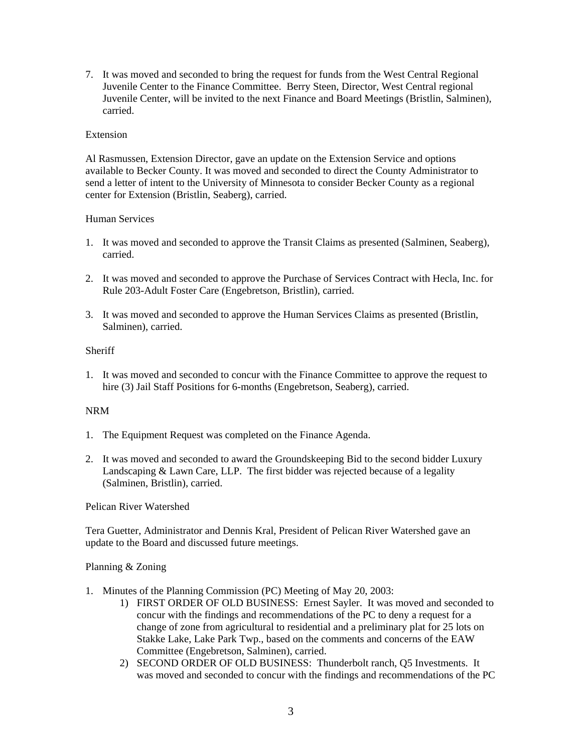7. It was moved and seconded to bring the request for funds from the West Central Regional Juvenile Center to the Finance Committee. Berry Steen, Director, West Central regional Juvenile Center, will be invited to the next Finance and Board Meetings (Bristlin, Salminen), carried.

Extension

Al Rasmussen, Extension Director, gave an update on the Extension Service and options available to Becker County. It was moved and seconded to direct the County Administrator to send a letter of intent to the University of Minnesota to consider Becker County as a regional center for Extension (Bristlin, Seaberg), carried.

Human Services

1. It was moved and seconded to approve the Transit Claims as presented (Salminen, Seaberg), carried.

2. It was moved and seconded to approve the Purchase of Services Contract with Hecla, Inc. for Rule 203-Adult Foster Care (Engebretson, Bristlin), carried.

3. It was moved and seconded to approve the Human Services Claims as presented (Bristlin, Salminen), carried.

Sheriff

1. It was moved and seconded to concur with the Finance Committee to approve the request to hire (3) Jail Staff Positions for 6-months (Engebretson, Seaberg), carried.

NRM

1. The Equipment Request was completed on the Finance Agenda.

2. It was moved and seconded to award the Groundskeeping Bid to the second bidder Luxury Landscaping & Lawn Care, LLP. The first bidder was rejected because of a legality (Salminen, Bristlin), carried.

Pelican River Watershed

Tera Guetter, Administrator and Dennis Kral, President of Pelican River Watershed gave an update to the Board and discussed future meetings.

Planning & Zoning

1. Minutes of the Planning Commission (PC) Meeting of May 20, 2003:
    1) FIRST ORDER OF OLD BUSINESS: Ernest Sayler. It was moved and seconded to concur with the findings and recommendations of the PC to deny a request for a change of zone from agricultural to residential and a preliminary plat for 25 lots on Stakke Lake, Lake Park Twp., based on the comments and concerns of the EAW Committee (Engebretson, Salminen), carried.
    2) SECOND ORDER OF OLD BUSINESS: Thunderbolt ranch, Q5 Investments. It was moved and seconded to concur with the findings and recommendations of the PC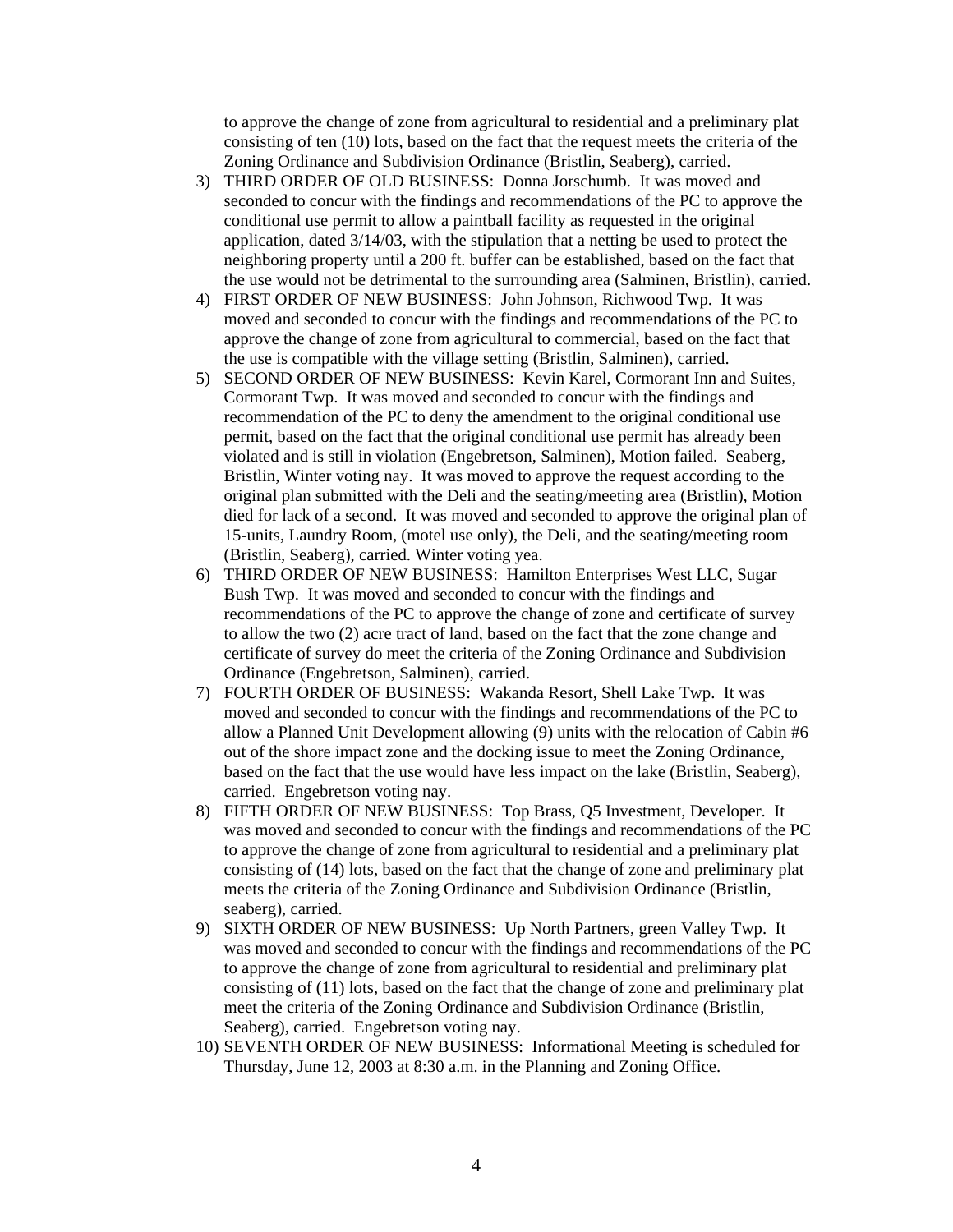to approve the change of zone from agricultural to residential and a preliminary plat consisting of ten (10) lots, based on the fact that the request meets the criteria of the Zoning Ordinance and Subdivision Ordinance (Bristlin, Seaberg), carried.

3) THIRD ORDER OF OLD BUSINESS: Donna Jorschumb. It was moved and seconded to concur with the findings and recommendations of the PC to approve the conditional use permit to allow a paintball facility as requested in the original application, dated 3/14/03, with the stipulation that a netting be used to protect the neighboring property until a 200 ft. buffer can be established, based on the fact that the use would not be detrimental to the surrounding area (Salminen, Bristlin), carried.
4) FIRST ORDER OF NEW BUSINESS: John Johnson, Richwood Twp. It was moved and seconded to concur with the findings and recommendations of the PC to approve the change of zone from agricultural to commercial, based on the fact that the use is compatible with the village setting (Bristlin, Salminen), carried.
5) SECOND ORDER OF NEW BUSINESS: Kevin Karel, Cormorant Inn and Suites, Cormorant Twp. It was moved and seconded to concur with the findings and recommendation of the PC to deny the amendment to the original conditional use permit, based on the fact that the original conditional use permit has already been violated and is still in violation (Engebretson, Salminen), Motion failed. Seaberg, Bristlin, Winter voting nay. It was moved to approve the request according to the original plan submitted with the Deli and the seating/meeting area (Bristlin), Motion died for lack of a second. It was moved and seconded to approve the original plan of 15-units, Laundry Room, (motel use only), the Deli, and the seating/meeting room (Bristlin, Seaberg), carried. Winter voting yea.
6) THIRD ORDER OF NEW BUSINESS: Hamilton Enterprises West LLC, Sugar Bush Twp. It was moved and seconded to concur with the findings and recommendations of the PC to approve the change of zone and certificate of survey to allow the two (2) acre tract of land, based on the fact that the zone change and certificate of survey do meet the criteria of the Zoning Ordinance and Subdivision Ordinance (Engebretson, Salminen), carried.
7) FOURTH ORDER OF BUSINESS: Wakanda Resort, Shell Lake Twp. It was moved and seconded to concur with the findings and recommendations of the PC to allow a Planned Unit Development allowing (9) units with the relocation of Cabin #6 out of the shore impact zone and the docking issue to meet the Zoning Ordinance, based on the fact that the use would have less impact on the lake (Bristlin, Seaberg), carried. Engebretson voting nay.
8) FIFTH ORDER OF NEW BUSINESS: Top Brass, Q5 Investment, Developer. It was moved and seconded to concur with the findings and recommendations of the PC to approve the change of zone from agricultural to residential and a preliminary plat consisting of (14) lots, based on the fact that the change of zone and preliminary plat meets the criteria of the Zoning Ordinance and Subdivision Ordinance (Bristlin, seaberg), carried.
9) SIXTH ORDER OF NEW BUSINESS: Up North Partners, green Valley Twp. It was moved and seconded to concur with the findings and recommendations of the PC to approve the change of zone from agricultural to residential and preliminary plat consisting of (11) lots, based on the fact that the change of zone and preliminary plat meet the criteria of the Zoning Ordinance and Subdivision Ordinance (Bristlin, Seaberg), carried. Engebretson voting nay.
10) SEVENTH ORDER OF NEW BUSINESS: Informational Meeting is scheduled for Thursday, June 12, 2003 at 8:30 a.m. in the Planning and Zoning Office.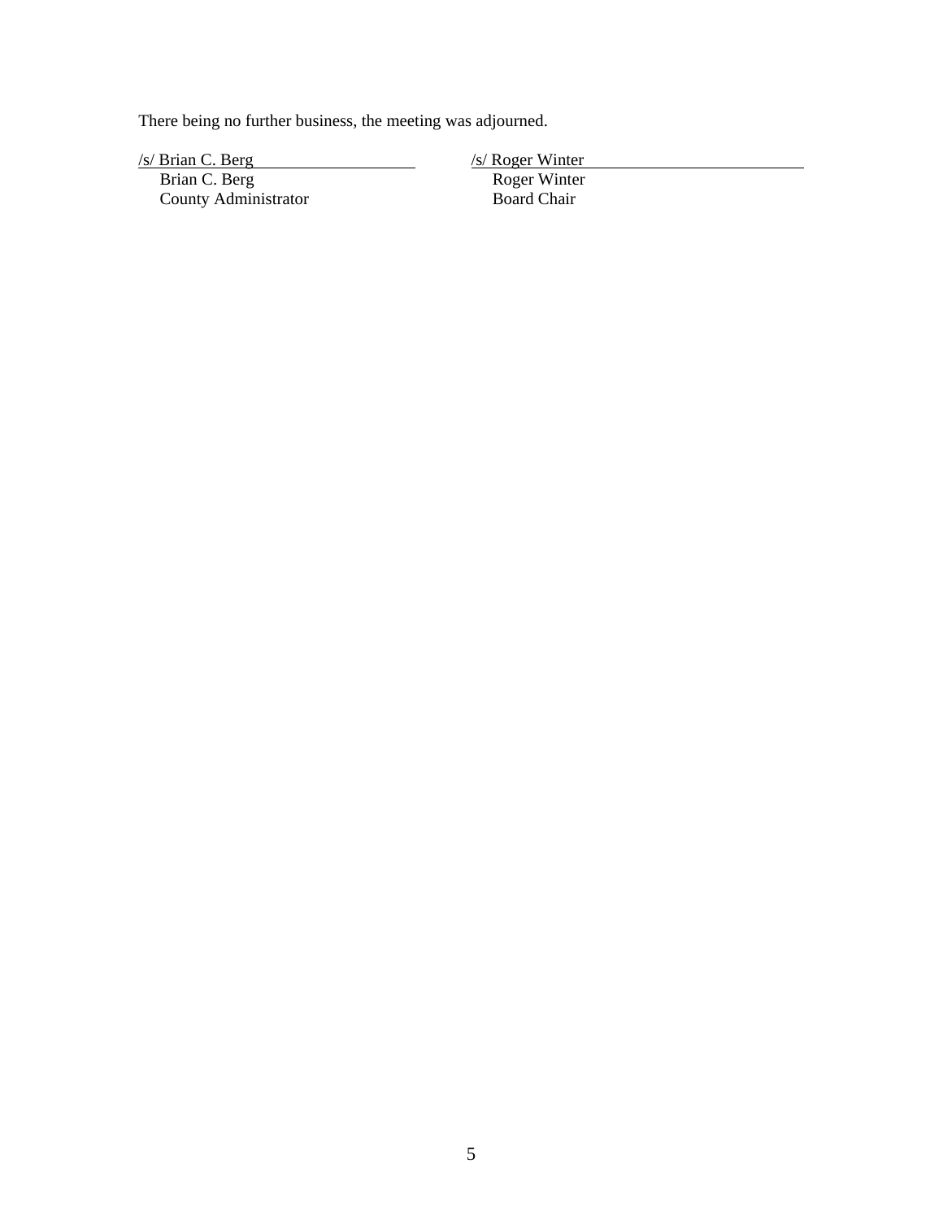There being no further business, the meeting was adjourned.

| | |
|---|---|
| /s/ Brian C. Berg | /s/ Roger Winter |
| Brian C. Berg | Roger Winter |
| County Administrator | Board Chair |